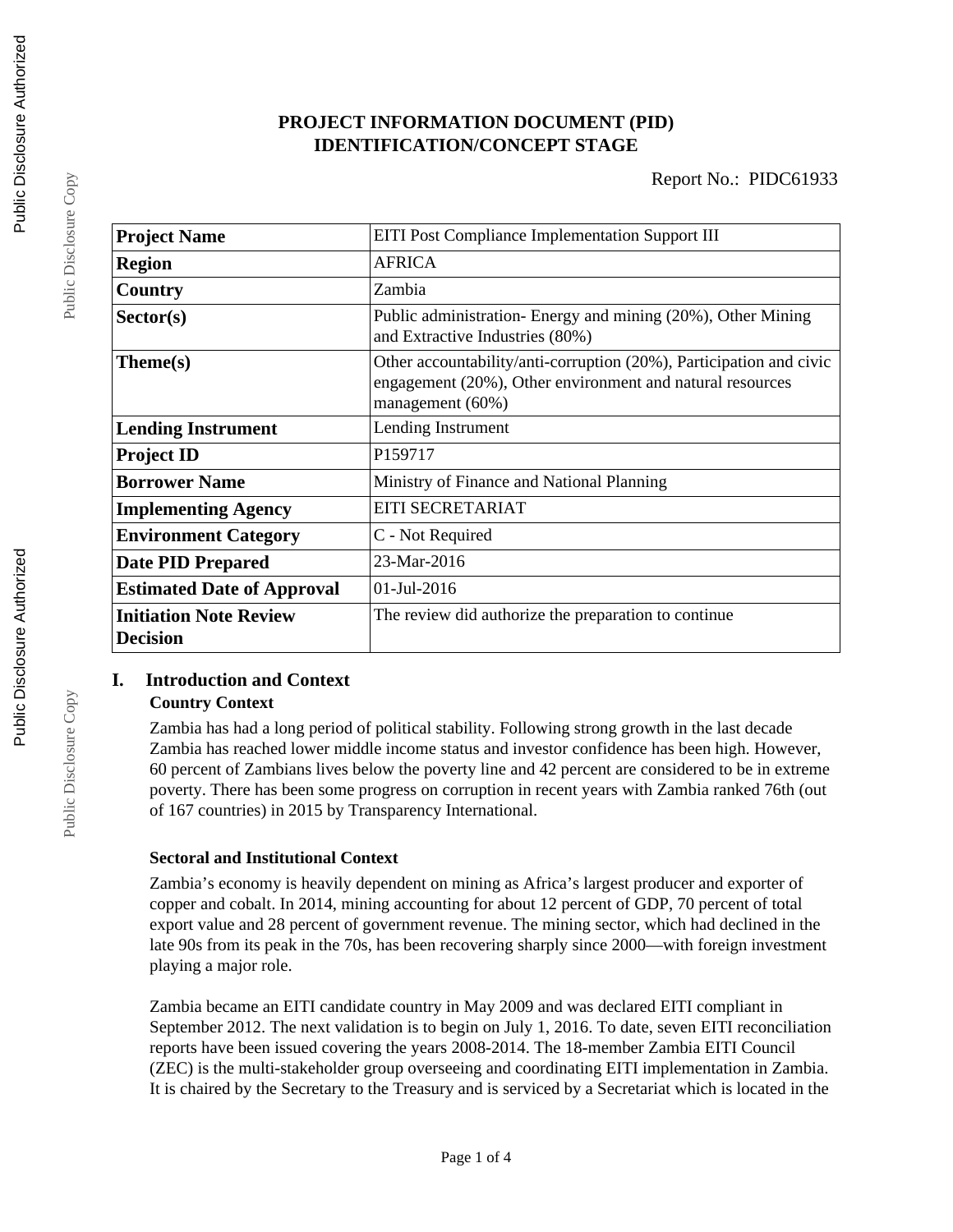# PROJECT INFORMATION DOCUMENT (PID)
# IDENTIFICATION/CONCEPT STAGE

Report No.: PIDC61933

| | |
|---|---|
| **Project Name** | EITI Post Compliance Implementation Support III |
| **Region** | AFRICA |
| **Country** | Zambia |
| **Sector(s)** | Public administration- Energy and mining (20%), Other Mining and Extractive Industries (80%) |
| **Theme(s)** | Other accountability/anti-corruption (20%), Participation and civic engagement (20%), Other environment and natural resources management (60%) |
| **Lending Instrument** | Lending Instrument |
| **Project ID** | P159717 |
| **Borrower Name** | Ministry of Finance and National Planning |
| **Implementing Agency** | EITI SECRETARIAT |
| **Environment Category** | C - Not Required |
| **Date PID Prepared** | 23-Mar-2016 |
| **Estimated Date of Approval** | 01-Jul-2016 |
| **Initiation Note Review Decision** | The review did authorize the preparation to continue |

## I. Introduction and Context

### Country Context

Zambia has had a long period of political stability. Following strong growth in the last decade Zambia has reached lower middle income status and investor confidence has been high. However, 60 percent of Zambians lives below the poverty line and 42 percent are considered to be in extreme poverty. There has been some progress on corruption in recent years with Zambia ranked 76th (out of 167 countries) in 2015 by Transparency International.

### Sectoral and Institutional Context

Zambia's economy is heavily dependent on mining as Africa's largest producer and exporter of copper and cobalt. In 2014, mining accounting for about 12 percent of GDP, 70 percent of total export value and 28 percent of government revenue. The mining sector, which had declined in the late 90s from its peak in the 70s, has been recovering sharply since 2000—with foreign investment playing a major role.

Zambia became an EITI candidate country in May 2009 and was declared EITI compliant in September 2012. The next validation is to begin on July 1, 2016. To date, seven EITI reconciliation reports have been issued covering the years 2008-2014. The 18-member Zambia EITI Council (ZEC) is the multi-stakeholder group overseeing and coordinating EITI implementation in Zambia. It is chaired by the Secretary to the Treasury and is serviced by a Secretariat which is located in the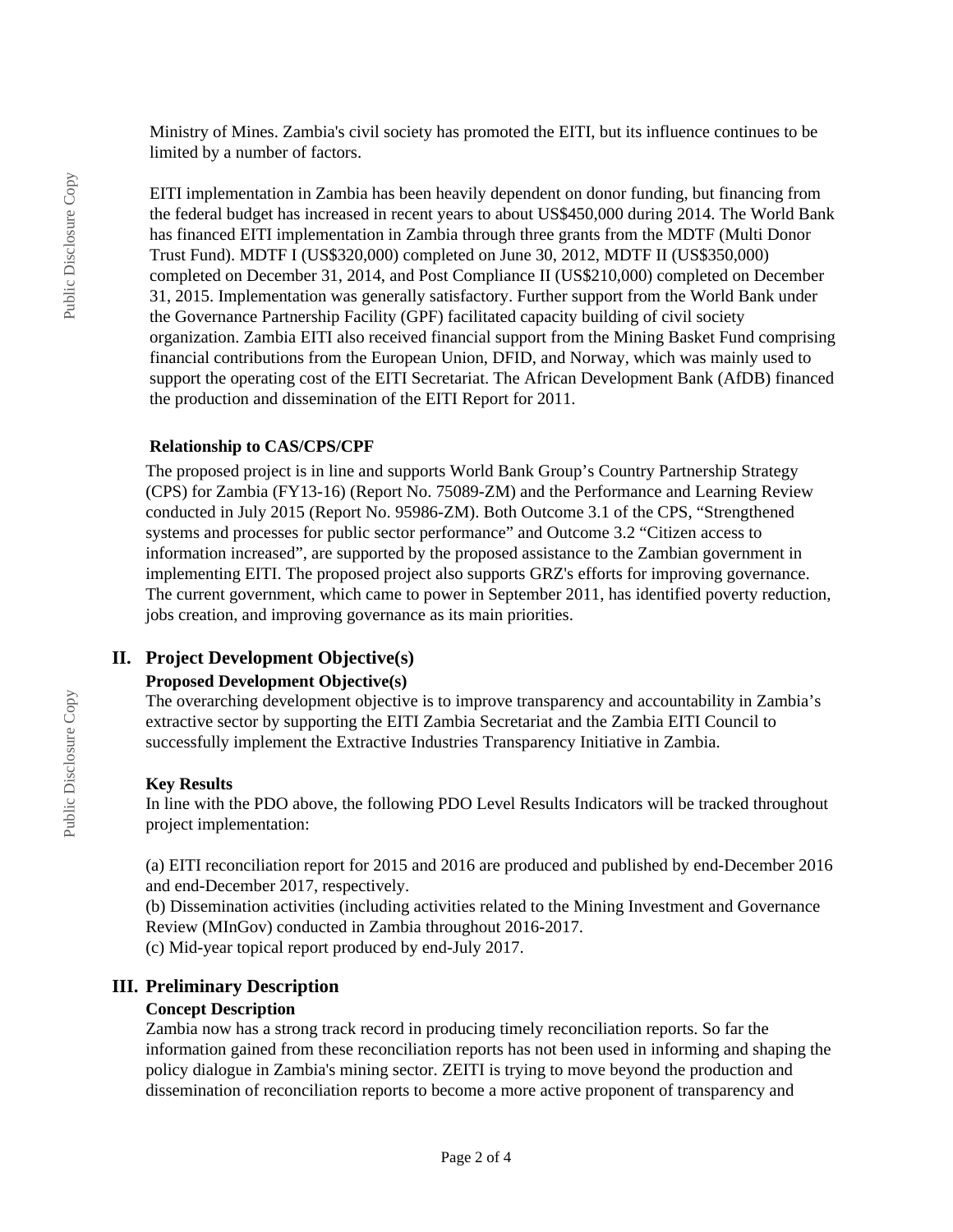Ministry of Mines. Zambia's civil society has promoted the EITI, but its influence continues to be limited by a number of factors.

EITI implementation in Zambia has been heavily dependent on donor funding, but financing from the federal budget has increased in recent years to about US$450,000 during 2014. The World Bank has financed EITI implementation in Zambia through three grants from the MDTF (Multi Donor Trust Fund). MDTF I (US$320,000) completed on June 30, 2012, MDTF II (US$350,000) completed on December 31, 2014, and Post Compliance II (US$210,000) completed on December 31, 2015. Implementation was generally satisfactory. Further support from the World Bank under the Governance Partnership Facility (GPF) facilitated capacity building of civil society organization. Zambia EITI also received financial support from the Mining Basket Fund comprising financial contributions from the European Union, DFID, and Norway, which was mainly used to support the operating cost of the EITI Secretariat. The African Development Bank (AfDB) financed the production and dissemination of the EITI Report for 2011.

**Relationship to CAS/CPS/CPF**

The proposed project is in line and supports World Bank Group's Country Partnership Strategy (CPS) for Zambia (FY13-16) (Report No. 75089-ZM) and the Performance and Learning Review conducted in July 2015 (Report No. 95986-ZM). Both Outcome 3.1 of the CPS, "Strengthened systems and processes for public sector performance" and Outcome 3.2 "Citizen access to information increased", are supported by the proposed assistance to the Zambian government in implementing EITI. The proposed project also supports GRZ's efforts for improving governance. The current government, which came to power in September 2011, has identified poverty reduction, jobs creation, and improving governance as its main priorities.

## II. Project Development Objective(s)

**Proposed Development Objective(s)**

The overarching development objective is to improve transparency and accountability in Zambia's extractive sector by supporting the EITI Zambia Secretariat and the Zambia EITI Council to successfully implement the Extractive Industries Transparency Initiative in Zambia.

**Key Results**

In line with the PDO above, the following PDO Level Results Indicators will be tracked throughout project implementation:

(a) EITI reconciliation report for 2015 and 2016 are produced and published by end-December 2016 and end-December 2017, respectively.
(b) Dissemination activities (including activities related to the Mining Investment and Governance Review (MInGov) conducted in Zambia throughout 2016-2017.
(c) Mid-year topical report produced by end-July 2017.

## III. Preliminary Description

**Concept Description**

Zambia now has a strong track record in producing timely reconciliation reports. So far the information gained from these reconciliation reports has not been used in informing and shaping the policy dialogue in Zambia's mining sector. ZEITI is trying to move beyond the production and dissemination of reconciliation reports to become a more active proponent of transparency and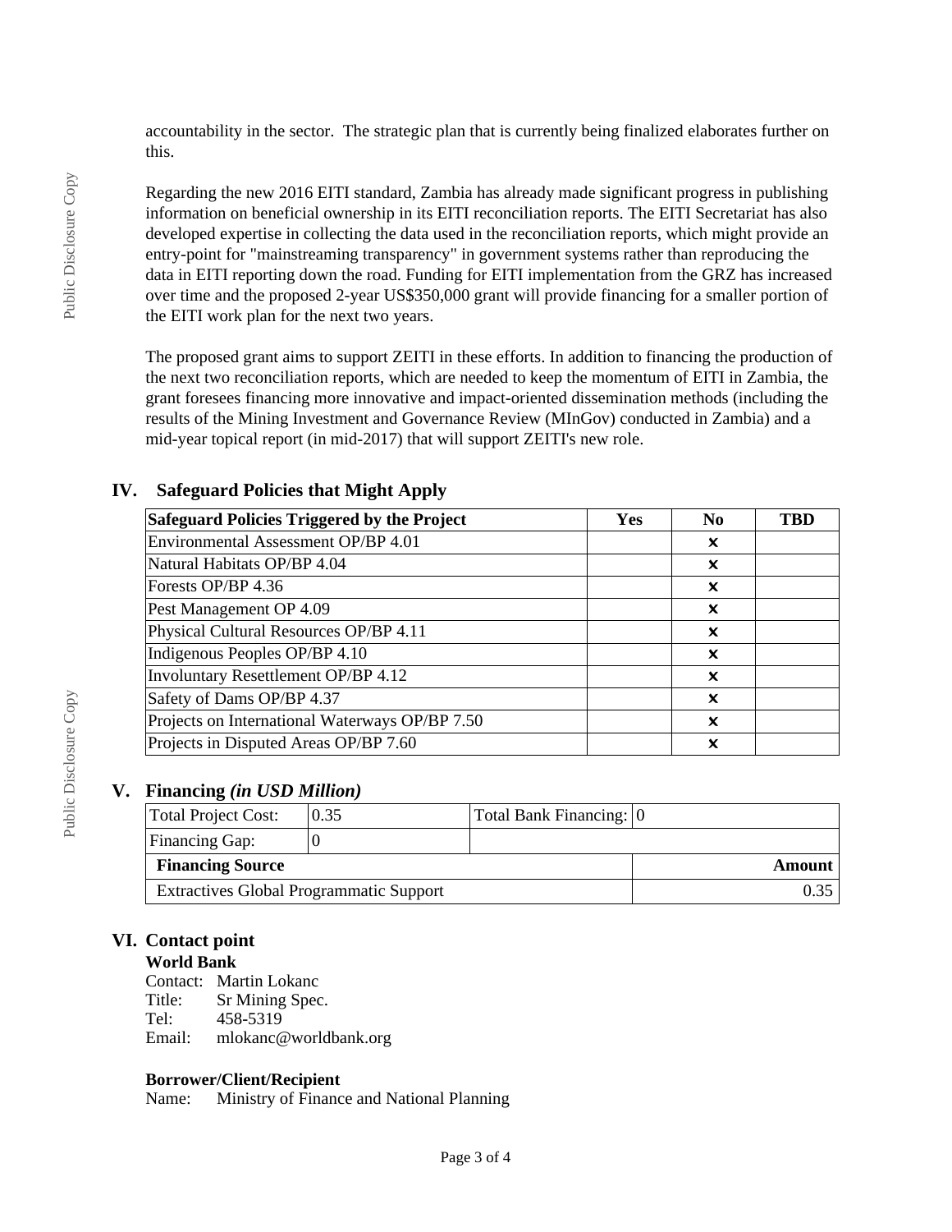accountability in the sector. The strategic plan that is currently being finalized elaborates further on this.

Regarding the new 2016 EITI standard, Zambia has already made significant progress in publishing information on beneficial ownership in its EITI reconciliation reports. The EITI Secretariat has also developed expertise in collecting the data used in the reconciliation reports, which might provide an entry-point for "mainstreaming transparency" in government systems rather than reproducing the data in EITI reporting down the road. Funding for EITI implementation from the GRZ has increased over time and the proposed 2-year US$350,000 grant will provide financing for a smaller portion of the EITI work plan for the next two years.

The proposed grant aims to support ZEITI in these efforts. In addition to financing the production of the next two reconciliation reports, which are needed to keep the momentum of EITI in Zambia, the grant foresees financing more innovative and impact-oriented dissemination methods (including the results of the Mining Investment and Governance Review (MInGov) conducted in Zambia) and a mid-year topical report (in mid-2017) that will support ZEITI's new role.

## IV. Safeguard Policies that Might Apply

| Safeguard Policies Triggered by the Project | Yes | No | TBD |
|---|---|---|---|
| Environmental Assessment OP/BP 4.01 | | x | |
| Natural Habitats OP/BP 4.04 | | x | |
| Forests OP/BP 4.36 | | x | |
| Pest Management OP 4.09 | | x | |
| Physical Cultural Resources OP/BP 4.11 | | x | |
| Indigenous Peoples OP/BP 4.10 | | x | |
| Involuntary Resettlement OP/BP 4.12 | | x | |
| Safety of Dams OP/BP 4.37 | | x | |
| Projects on International Waterways OP/BP 7.50 | | x | |
| Projects in Disputed Areas OP/BP 7.60 | | x | |

## V. Financing *(in USD Million)*

| Total Project Cost: | 0.35 | Total Bank Financing: | 0 |
|---|---|---|---|
| Financing Gap: | 0 | | |

| Financing Source | Amount |
|---|---|
| Extractives Global Programmatic Support | 0.35 |

## VI. Contact point

**World Bank**

Contact: Martin Lokanc
Title: Sr Mining Spec.
Tel: 458-5319
Email: mlokanc@worldbank.org

**Borrower/Client/Recipient**

Name: Ministry of Finance and National Planning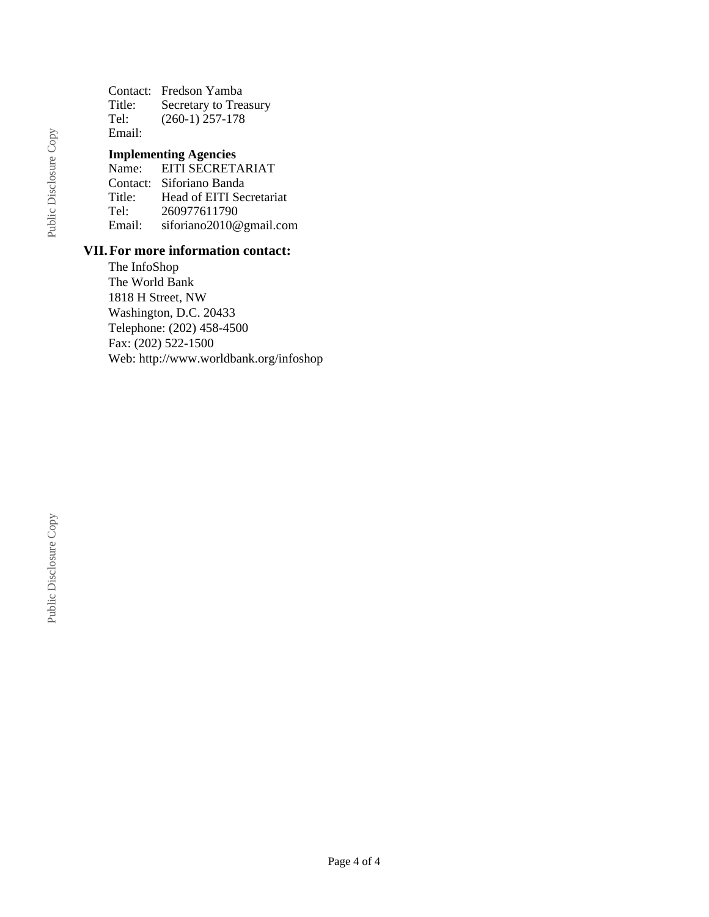Contact: Fredson Yamba
Title: Secretary to Treasury
Tel: (260-1) 257-178
Email:

**Implementing Agencies**

Name: EITI SECRETARIAT
Contact: Siforiano Banda
Title: Head of EITI Secretariat
Tel: 260977611790
Email: siforiano2010@gmail.com

## VII. For more information contact:

The InfoShop
The World Bank
1818 H Street, NW
Washington, D.C. 20433
Telephone: (202) 458-4500
Fax: (202) 522-1500
Web: http://www.worldbank.org/infoshop